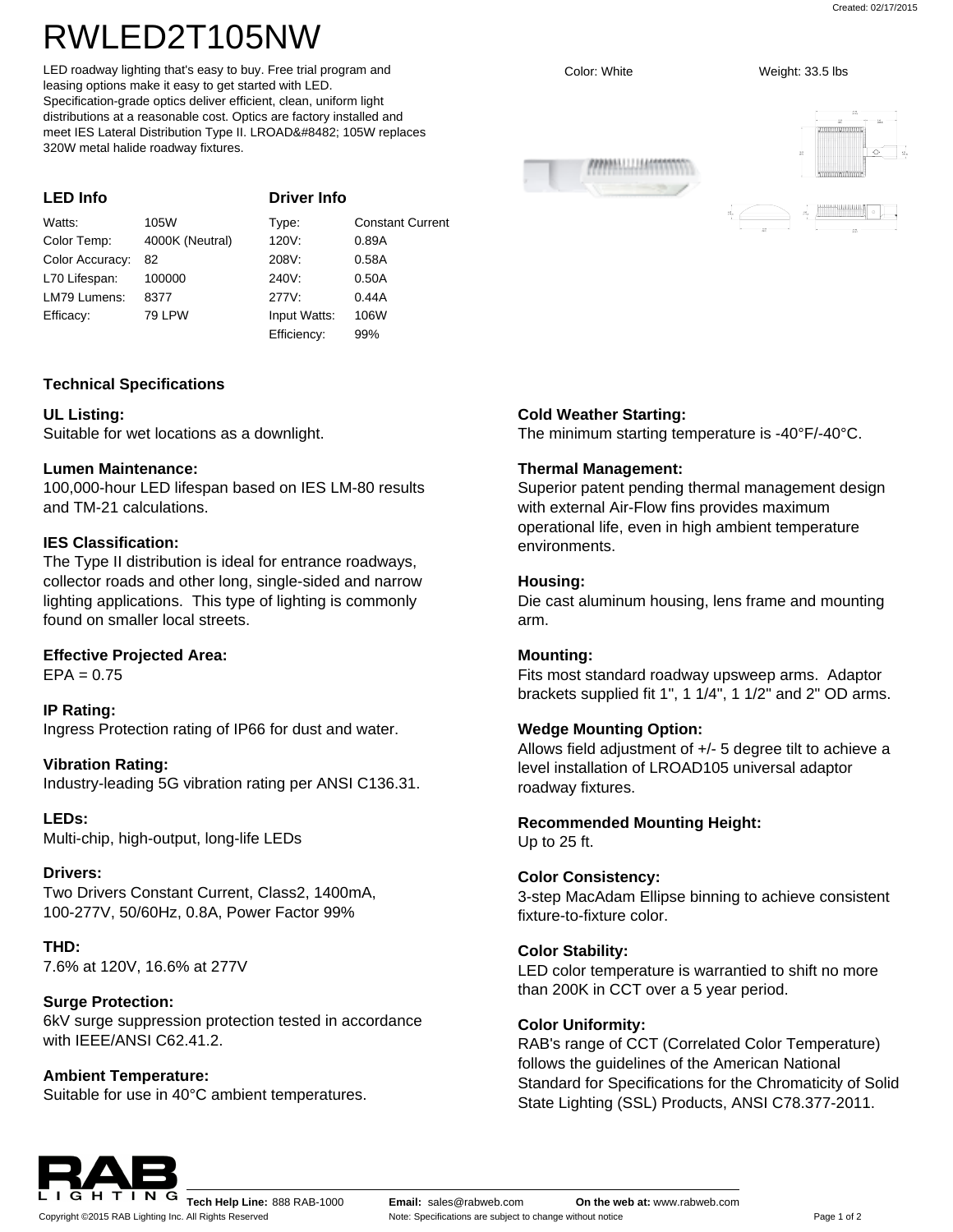# RWLED2T105NW

LED roadway lighting that's easy to buy. Free trial program and leasing options make it easy to get started with LED. Specification-grade optics deliver efficient, clean, uniform light distributions at a reasonable cost. Optics are factory installed and meet IES Lateral Distribution Type II. LROAD&#8482; 105W replaces 320W metal halide roadway fixtures.

Color: White

Weight: 33.5 lbs

## LED Info

| | |
|---|---|
| Watts: | 105W |
| Color Temp: | 4000K (Neutral) |
| Color Accuracy: | 82 |
| L70 Lifespan: | 100000 |
| LM79 Lumens: | 8377 |
| Efficacy: | 79 LPW |

## Driver Info

| | |
|---|---|
| Type: | Constant Current |
| 120V: | 0.89A |
| 208V: | 0.58A |
| 240V: | 0.50A |
| 277V: | 0.44A |
| Input Watts: | 106W |
| Efficiency: | 99% |

## Technical Specifications

**UL Listing:**
Suitable for wet locations as a downlight.

**Lumen Maintenance:**
100,000-hour LED lifespan based on IES LM-80 results and TM-21 calculations.

**IES Classification:**
The Type II distribution is ideal for entrance roadways, collector roads and other long, single-sided and narrow lighting applications. This type of lighting is commonly found on smaller local streets.

**Effective Projected Area:**
EPA = 0.75

**IP Rating:**
Ingress Protection rating of IP66 for dust and water.

**Vibration Rating:**
Industry-leading 5G vibration rating per ANSI C136.31.

**LEDs:**
Multi-chip, high-output, long-life LEDs

**Drivers:**
Two Drivers Constant Current, Class2, 1400mA, 100-277V, 50/60Hz, 0.8A, Power Factor 99%

**THD:**
7.6% at 120V, 16.6% at 277V

**Surge Protection:**
6kV surge suppression protection tested in accordance with IEEE/ANSI C62.41.2.

**Ambient Temperature:**
Suitable for use in 40°C ambient temperatures.

**Cold Weather Starting:**
The minimum starting temperature is -40°F/-40°C.

**Thermal Management:**
Superior patent pending thermal management design with external Air-Flow fins provides maximum operational life, even in high ambient temperature environments.

**Housing:**
Die cast aluminum housing, lens frame and mounting arm.

**Mounting:**
Fits most standard roadway upsweep arms. Adaptor brackets supplied fit 1", 1 1/4", 1 1/2" and 2" OD arms.

**Wedge Mounting Option:**
Allows field adjustment of +/- 5 degree tilt to achieve a level installation of LROAD105 universal adaptor roadway fixtures.

**Recommended Mounting Height:**
Up to 25 ft.

**Color Consistency:**
3-step MacAdam Ellipse binning to achieve consistent fixture-to-fixture color.

**Color Stability:**
LED color temperature is warrantied to shift no more than 200K in CCT over a 5 year period.

**Color Uniformity:**
RAB's range of CCT (Correlated Color Temperature) follows the guidelines of the American National Standard for Specifications for the Chromaticity of Solid State Lighting (SSL) Products, ANSI C78.377-2011.

**Tech Help Line:** 888 RAB-1000 **Email:** sales@rabweb.com **On the web at:** www.rabweb.com

Copyright ©2015 RAB Lighting Inc. All Rights Reserved

Note: Specifications are subject to change without notice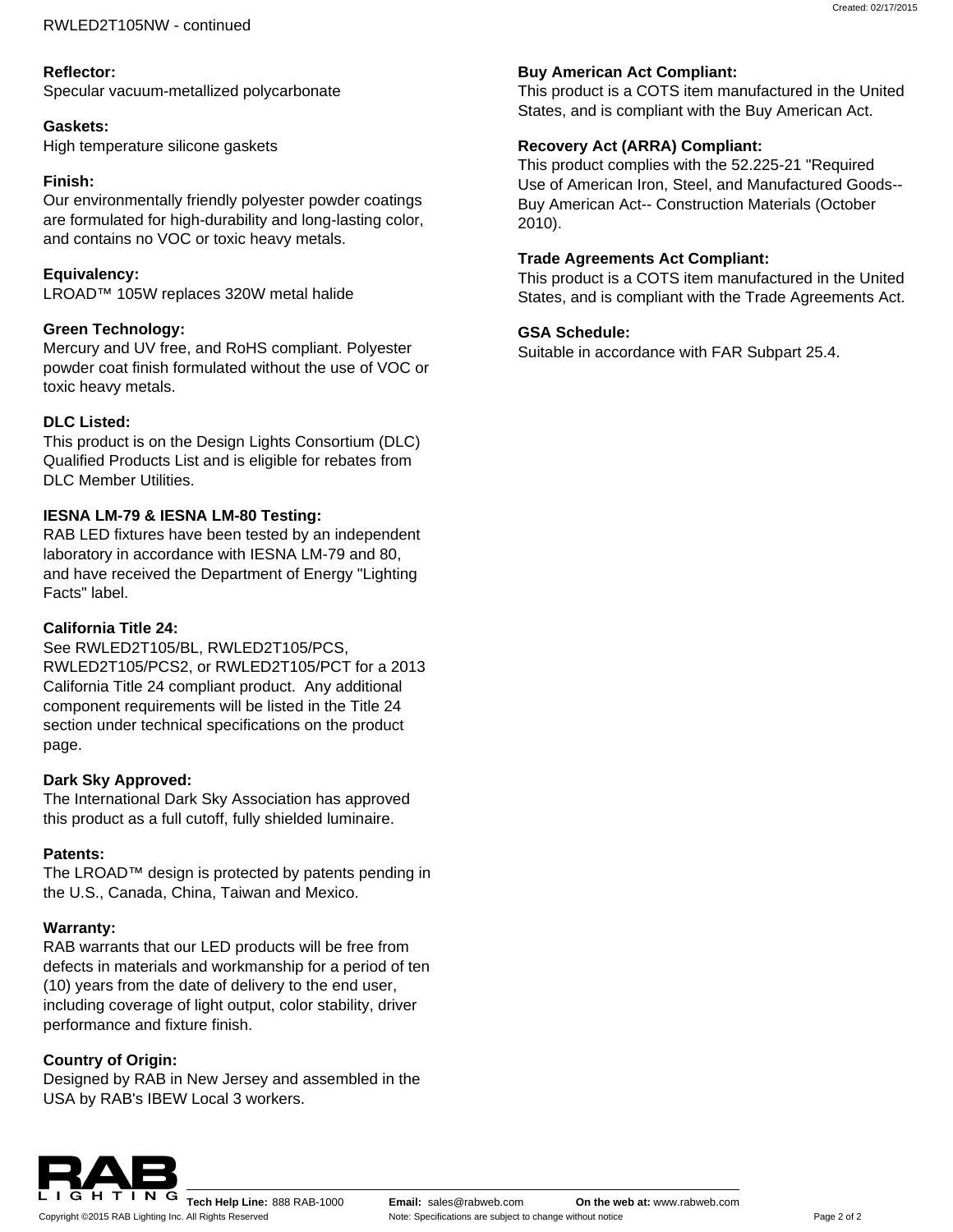RWLED2T105NW - continued

**Reflector:**
Specular vacuum-metallized polycarbonate

**Gaskets:**
High temperature silicone gaskets

**Finish:**
Our environmentally friendly polyester powder coatings are formulated for high-durability and long-lasting color, and contains no VOC or toxic heavy metals.

**Equivalency:**
LROAD™ 105W replaces 320W metal halide

**Green Technology:**
Mercury and UV free, and RoHS compliant. Polyester powder coat finish formulated without the use of VOC or toxic heavy metals.

**DLC Listed:**
This product is on the Design Lights Consortium (DLC) Qualified Products List and is eligible for rebates from DLC Member Utilities.

**IESNA LM-79 & IESNA LM-80 Testing:**
RAB LED fixtures have been tested by an independent laboratory in accordance with IESNA LM-79 and 80, and have received the Department of Energy "Lighting Facts" label.

**California Title 24:**
See RWLED2T105/BL, RWLED2T105/PCS, RWLED2T105/PCS2, or RWLED2T105/PCT for a 2013 California Title 24 compliant product. Any additional component requirements will be listed in the Title 24 section under technical specifications on the product page.

**Dark Sky Approved:**
The International Dark Sky Association has approved this product as a full cutoff, fully shielded luminaire.

**Patents:**
The LROAD™ design is protected by patents pending in the U.S., Canada, China, Taiwan and Mexico.

**Warranty:**
RAB warrants that our LED products will be free from defects in materials and workmanship for a period of ten (10) years from the date of delivery to the end user, including coverage of light output, color stability, driver performance and fixture finish.

**Country of Origin:**
Designed by RAB in New Jersey and assembled in the USA by RAB's IBEW Local 3 workers.

**Buy American Act Compliant:**
This product is a COTS item manufactured in the United States, and is compliant with the Buy American Act.

**Recovery Act (ARRA) Compliant:**
This product complies with the 52.225-21 "Required Use of American Iron, Steel, and Manufactured Goods-- Buy American Act-- Construction Materials (October 2010).

**Trade Agreements Act Compliant:**
This product is a COTS item manufactured in the United States, and is compliant with the Trade Agreements Act.

**GSA Schedule:**
Suitable in accordance with FAR Subpart 25.4.

**Tech Help Line:** 888 RAB-1000 **Email:** sales@rabweb.com **On the web at:** www.rabweb.com

Copyright ©2015 RAB Lighting Inc. All Rights Reserved

Note: Specifications are subject to change without notice